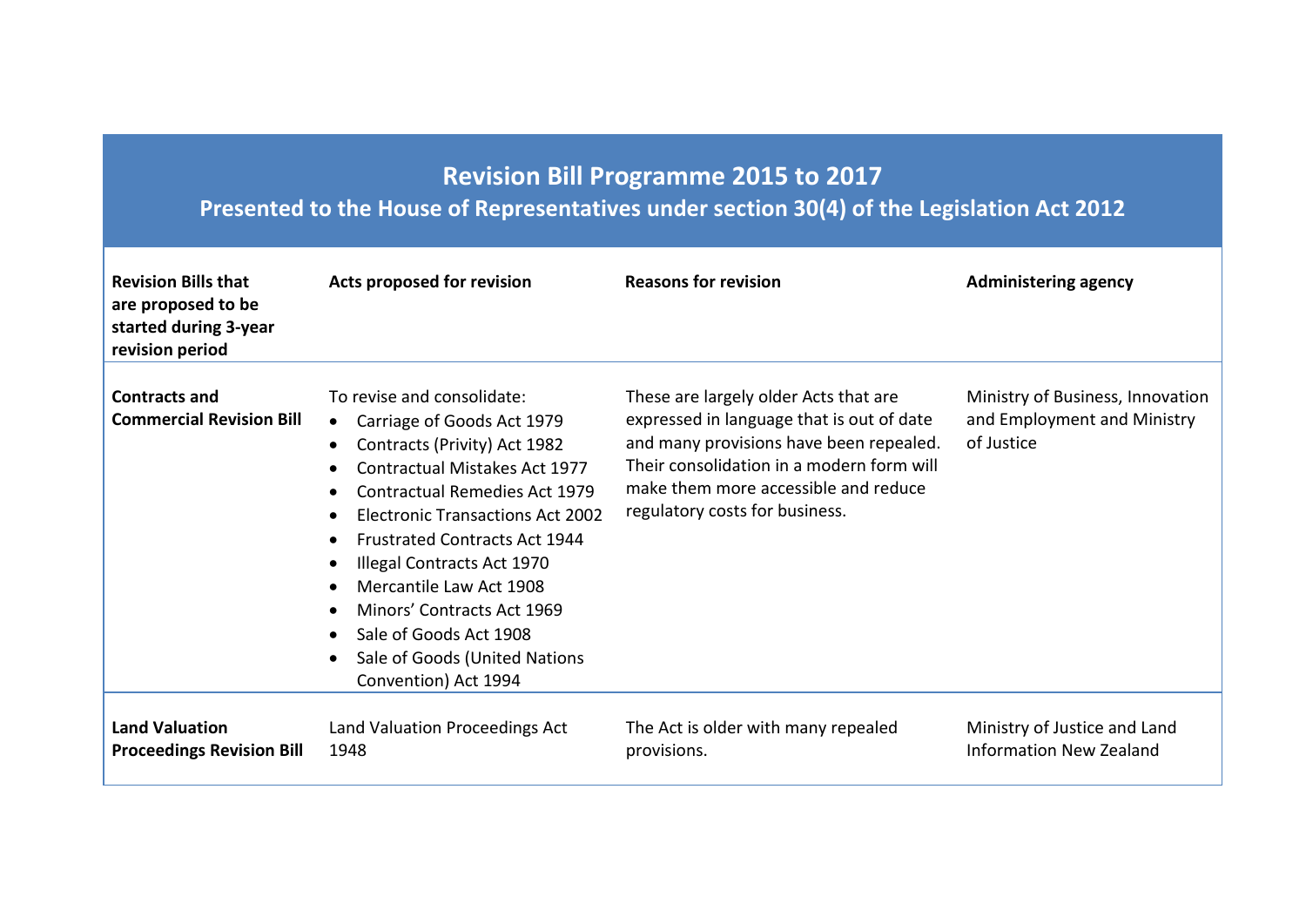## Revision Bill Programme 2015 to 2017

### Presented to the House of Representatives under section 30(4) of the Legislation Act 2012

| Revision Bills that are proposed to be started during 3-year revision period | Acts proposed for revision | Reasons for revision | Administering agency |
|---|---|---|---|
| **Contracts and Commercial Revision Bill** | To revise and consolidate:<br>• Carriage of Goods Act 1979<br>• Contracts (Privity) Act 1982<br>• Contractual Mistakes Act 1977<br>• Contractual Remedies Act 1979<br>• Electronic Transactions Act 2002<br>• Frustrated Contracts Act 1944<br>• Illegal Contracts Act 1970<br>• Mercantile Law Act 1908<br>• Minors' Contracts Act 1969<br>• Sale of Goods Act 1908<br>• Sale of Goods (United Nations Convention) Act 1994 | These are largely older Acts that are expressed in language that is out of date and many provisions have been repealed. Their consolidation in a modern form will make them more accessible and reduce regulatory costs for business. | Ministry of Business, Innovation and Employment and Ministry of Justice |
| **Land Valuation Proceedings Revision Bill** | Land Valuation Proceedings Act 1948 | The Act is older with many repealed provisions. | Ministry of Justice and Land Information New Zealand |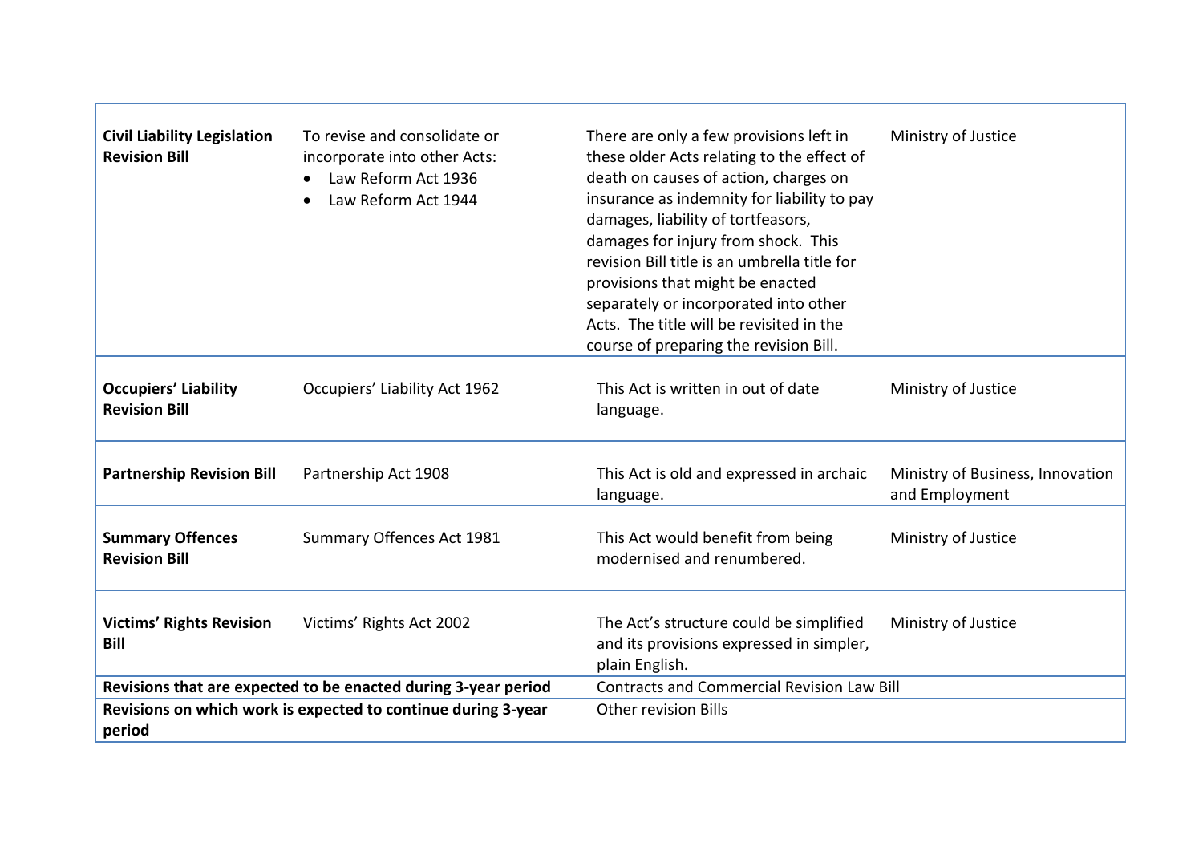| | | | |
|---|---|---|---|
| **Civil Liability Legislation Revision Bill** | To revise and consolidate or incorporate into other Acts:<br>• Law Reform Act 1936<br>• Law Reform Act 1944 | There are only a few provisions left in these older Acts relating to the effect of death on causes of action, charges on insurance as indemnity for liability to pay damages, liability of tortfeasors, damages for injury from shock. This revision Bill title is an umbrella title for provisions that might be enacted separately or incorporated into other Acts. The title will be revisited in the course of preparing the revision Bill. | Ministry of Justice |
| **Occupiers' Liability Revision Bill** | Occupiers' Liability Act 1962 | This Act is written in out of date language. | Ministry of Justice |
| **Partnership Revision Bill** | Partnership Act 1908 | This Act is old and expressed in archaic language. | Ministry of Business, Innovation and Employment |
| **Summary Offences Revision Bill** | Summary Offences Act 1981 | This Act would benefit from being modernised and renumbered. | Ministry of Justice |
| **Victims' Rights Revision Bill** | Victims' Rights Act 2002 | The Act's structure could be simplified and its provisions expressed in simpler, plain English. | Ministry of Justice |
| **Revisions that are expected to be enacted during 3-year period** | | Contracts and Commercial Revision Law Bill | |
| **Revisions on which work is expected to continue during 3-year period** | | Other revision Bills | |